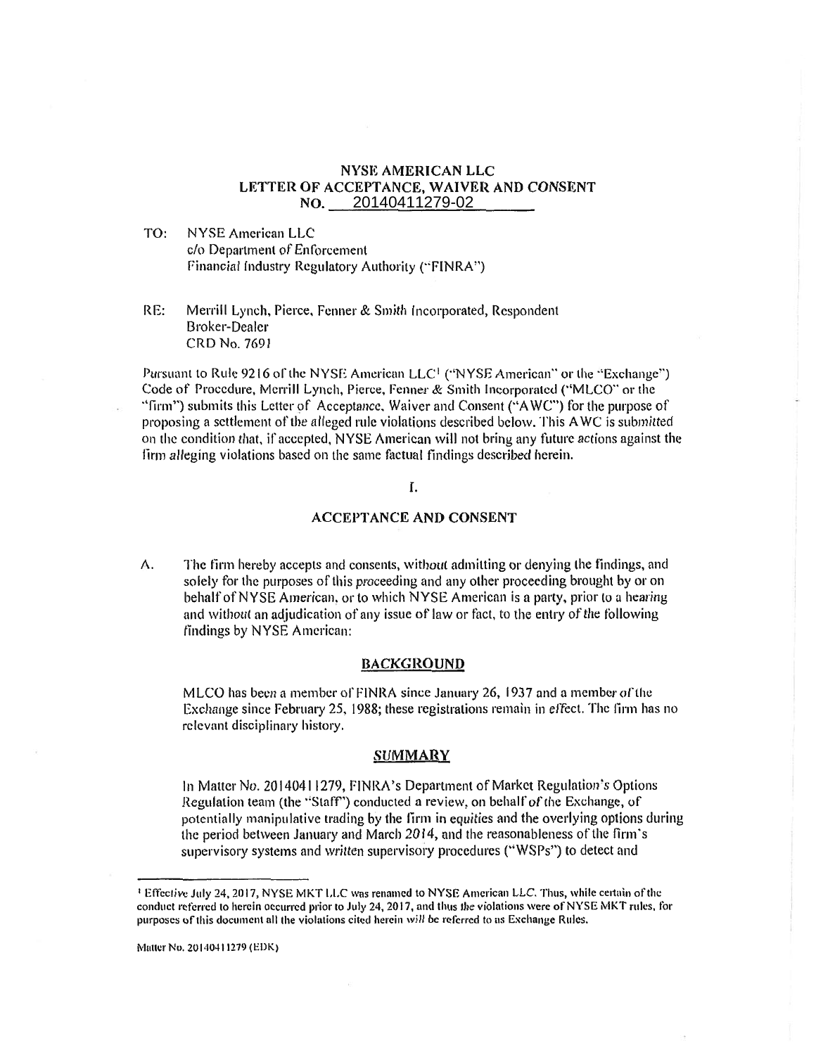**NYSE AMERICAN LLC**
**LETTER OF ACCEPTANCE, WAIVER AND CONSENT**
**NO. 20140411279-02**

TO: NYSE American LLC
c/o Department of Enforcement
Financial Industry Regulatory Authority ("FINRA")

RE: Merrill Lynch, Pierce, Fenner & Smith Incorporated, Respondent
Broker-Dealer
CRD No. 7691

Pursuant to Rule 9216 of the NYSE American LLC[1] ("NYSE American" or the "Exchange") Code of Procedure, Merrill Lynch, Pierce, Fenner & Smith Incorporated ("MLCO" or the "firm") submits this Letter of Acceptance, Waiver and Consent ("AWC") for the purpose of proposing a settlement of the alleged rule violations described below. This AWC is submitted on the condition that, if accepted, NYSE American will not bring any future actions against the firm alleging violations based on the same factual findings described herein.

## I.

## ACCEPTANCE AND CONSENT

A. The firm hereby accepts and consents, without admitting or denying the findings, and solely for the purposes of this proceeding and any other proceeding brought by or on behalf of NYSE American, or to which NYSE American is a party, prior to a hearing and without an adjudication of any issue of law or fact, to the entry of the following findings by NYSE American:

### BACKGROUND

MLCO has been a member of FINRA since January 26, 1937 and a member of the Exchange since February 25, 1988; these registrations remain in effect. The firm has no relevant disciplinary history.

### SUMMARY

In Matter No. 20140411279, FINRA's Department of Market Regulation's Options Regulation team (the "Staff") conducted a review, on behalf of the Exchange, of potentially manipulative trading by the firm in equities and the overlying options during the period between January and March 2014, and the reasonableness of the firm's supervisory systems and written supervisory procedures ("WSPs") to detect and

[1] Effective July 24, 2017, NYSE MKT LLC was renamed to NYSE American LLC. Thus, while certain of the conduct referred to herein occurred prior to July 24, 2017, and thus the violations were of NYSE MKT rules, for purposes of this document all the violations cited herein will be referred to as Exchange Rules.

Matter No. 20140411279 (EDK)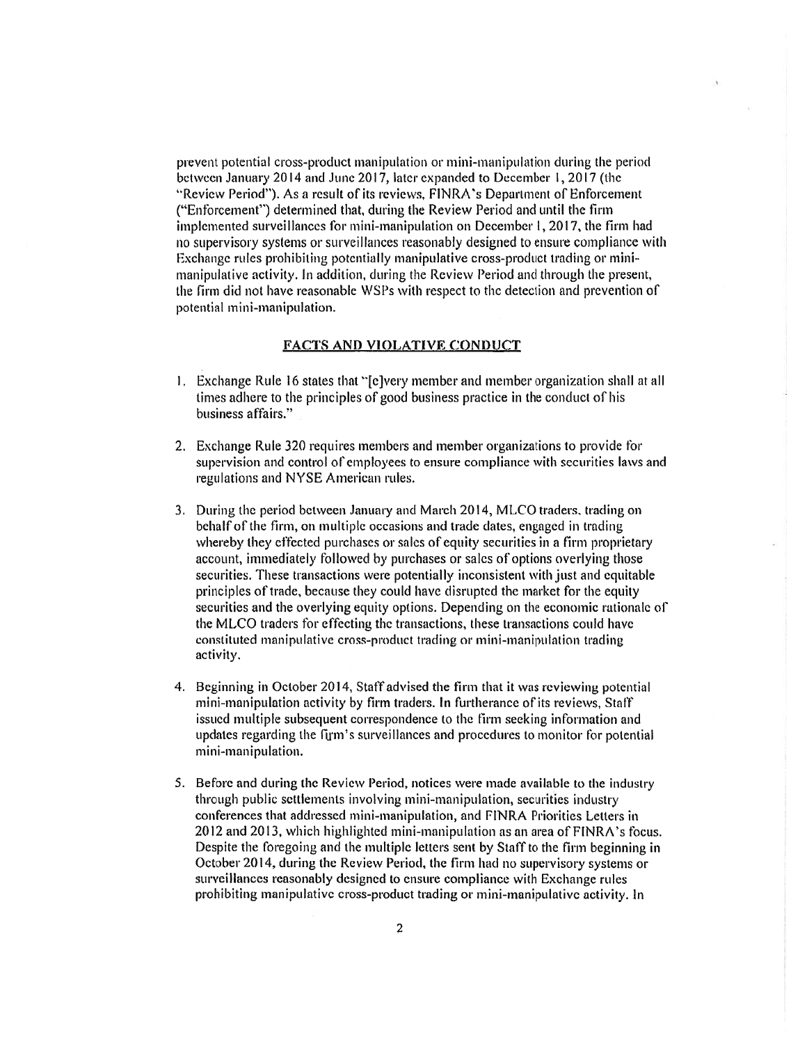prevent potential cross-product manipulation or mini-manipulation during the period between January 2014 and June 2017, later expanded to December 1, 2017 (the "Review Period"). As a result of its reviews, FINRA's Department of Enforcement ("Enforcement") determined that, during the Review Period and until the firm implemented surveillances for mini-manipulation on December 1, 2017, the firm had no supervisory systems or surveillances reasonably designed to ensure compliance with Exchange rules prohibiting potentially manipulative cross-product trading or mini-manipulative activity. In addition, during the Review Period and through the present, the firm did not have reasonable WSPs with respect to the detection and prevention of potential mini-manipulation.

## FACTS AND VIOLATIVE CONDUCT

1. Exchange Rule 16 states that "[e]very member and member organization shall at all times adhere to the principles of good business practice in the conduct of his business affairs."

2. Exchange Rule 320 requires members and member organizations to provide for supervision and control of employees to ensure compliance with securities laws and regulations and NYSE American rules.

3. During the period between January and March 2014, MLCO traders, trading on behalf of the firm, on multiple occasions and trade dates, engaged in trading whereby they effected purchases or sales of equity securities in a firm proprietary account, immediately followed by purchases or sales of options overlying those securities. These transactions were potentially inconsistent with just and equitable principles of trade, because they could have disrupted the market for the equity securities and the overlying equity options. Depending on the economic rationale of the MLCO traders for effecting the transactions, these transactions could have constituted manipulative cross-product trading or mini-manipulation trading activity.

4. Beginning in October 2014, Staff advised the firm that it was reviewing potential mini-manipulation activity by firm traders. In furtherance of its reviews, Staff issued multiple subsequent correspondence to the firm seeking information and updates regarding the firm's surveillances and procedures to monitor for potential mini-manipulation.

5. Before and during the Review Period, notices were made available to the industry through public settlements involving mini-manipulation, securities industry conferences that addressed mini-manipulation, and FINRA Priorities Letters in 2012 and 2013, which highlighted mini-manipulation as an area of FINRA's focus. Despite the foregoing and the multiple letters sent by Staff to the firm beginning in October 2014, during the Review Period, the firm had no supervisory systems or surveillances reasonably designed to ensure compliance with Exchange rules prohibiting manipulative cross-product trading or mini-manipulative activity. In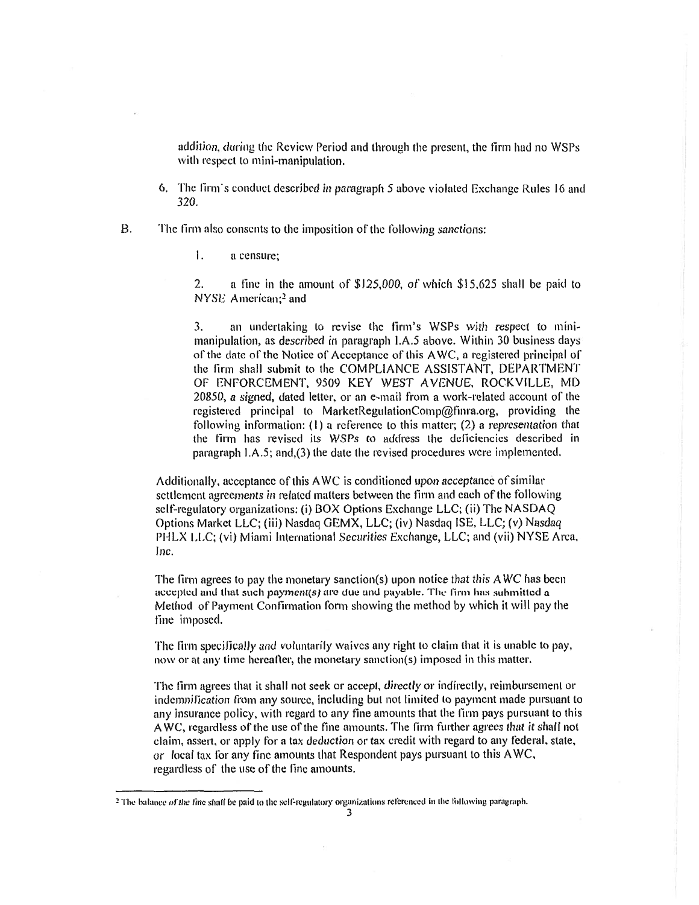addition, during the Review Period and through the present, the firm had no WSPs with respect to mini-manipulation.

6. The firm's conduct described in paragraph 5 above violated Exchange Rules 16 and 320.

B. The firm also consents to the imposition of the following sanctions:

   1. a censure;

   2. a fine in the amount of $125,000, of which $15,625 shall be paid to NYSE American;[2] and

   3. an undertaking to revise the firm's WSPs with respect to mini-manipulation, as described in paragraph I.A.5 above. Within 30 business days of the date of the Notice of Acceptance of this AWC, a registered principal of the firm shall submit to the COMPLIANCE ASSISTANT, DEPARTMENT OF ENFORCEMENT, 9509 KEY WEST AVENUE, ROCKVILLE, MD 20850, a signed, dated letter, or an e-mail from a work-related account of the registered principal to MarketRegulationComp@finra.org, providing the following information: (1) a reference to this matter; (2) a representation that the firm has revised its WSPs to address the deficiencies described in paragraph I.A.5; and,(3) the date the revised procedures were implemented.

Additionally, acceptance of this AWC is conditioned upon acceptance of similar settlement agreements in related matters between the firm and each of the following self-regulatory organizations: (i) BOX Options Exchange LLC; (ii) The NASDAQ Options Market LLC; (iii) Nasdaq GEMX, LLC; (iv) Nasdaq ISE, LLC; (v) Nasdaq PHLX LLC; (vi) Miami International Securities Exchange, LLC; and (vii) NYSE Arca, Inc.

The firm agrees to pay the monetary sanction(s) upon notice that this AWC has been accepted and that such payment(s) are due and payable. The firm has submitted a Method of Payment Confirmation form showing the method by which it will pay the fine imposed.

The firm specifically and voluntarily waives any right to claim that it is unable to pay, now or at any time hereafter, the monetary sanction(s) imposed in this matter.

The firm agrees that it shall not seek or accept, directly or indirectly, reimbursement or indemnification from any source, including but not limited to payment made pursuant to any insurance policy, with regard to any fine amounts that the firm pays pursuant to this AWC, regardless of the use of the fine amounts. The firm further agrees that it shall not claim, assert, or apply for a tax deduction or tax credit with regard to any federal, state, or local tax for any fine amounts that Respondent pays pursuant to this AWC, regardless of the use of the fine amounts.

---

[2] The balance of the fine shall be paid to the self-regulatory organizations referenced in the following paragraph.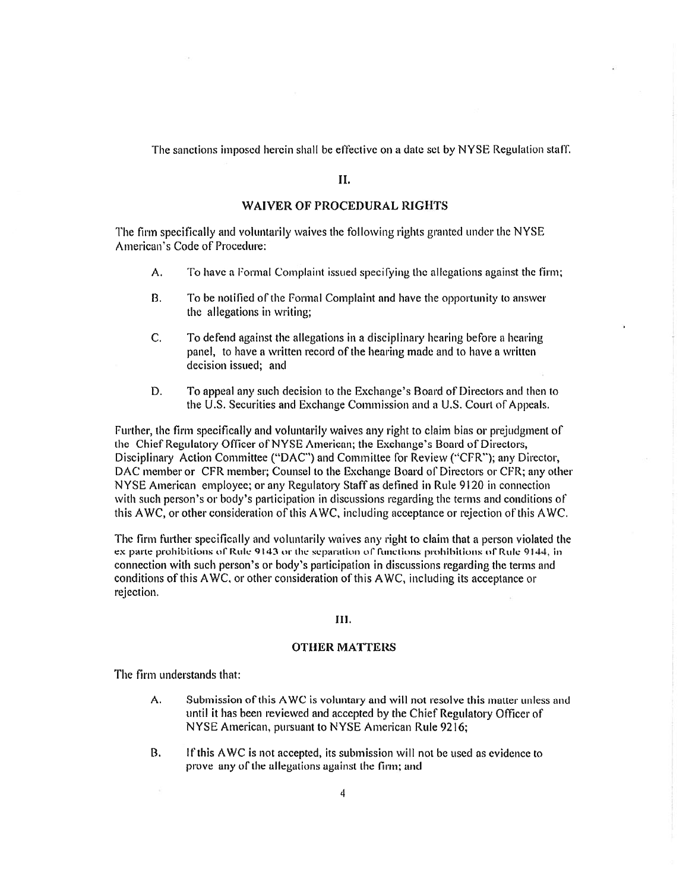The sanctions imposed herein shall be effective on a date set by NYSE Regulation staff.

## II.

## WAIVER OF PROCEDURAL RIGHTS

The firm specifically and voluntarily waives the following rights granted under the NYSE American's Code of Procedure:

A. To have a Formal Complaint issued specifying the allegations against the firm;

B. To be notified of the Formal Complaint and have the opportunity to answer the allegations in writing;

C. To defend against the allegations in a disciplinary hearing before a hearing panel, to have a written record of the hearing made and to have a written decision issued; and

D. To appeal any such decision to the Exchange's Board of Directors and then to the U.S. Securities and Exchange Commission and a U.S. Court of Appeals.

Further, the firm specifically and voluntarily waives any right to claim bias or prejudgment of the Chief Regulatory Officer of NYSE American; the Exchange's Board of Directors, Disciplinary Action Committee ("DAC") and Committee for Review ("CFR"); any Director, DAC member or CFR member; Counsel to the Exchange Board of Directors or CFR; any other NYSE American employee; or any Regulatory Staff as defined in Rule 9120 in connection with such person's or body's participation in discussions regarding the terms and conditions of this AWC, or other consideration of this AWC, including acceptance or rejection of this AWC.

The firm further specifically and voluntarily waives any right to claim that a person violated the ex parte prohibitions of Rule 9143 or the separation of functions prohibitions of Rule 9144, in connection with such person's or body's participation in discussions regarding the terms and conditions of this AWC, or other consideration of this AWC, including its acceptance or rejection.

## III.

## OTHER MATTERS

The firm understands that:

A. Submission of this AWC is voluntary and will not resolve this matter unless and until it has been reviewed and accepted by the Chief Regulatory Officer of NYSE American, pursuant to NYSE American Rule 9216;

B. If this AWC is not accepted, its submission will not be used as evidence to prove any of the allegations against the firm; and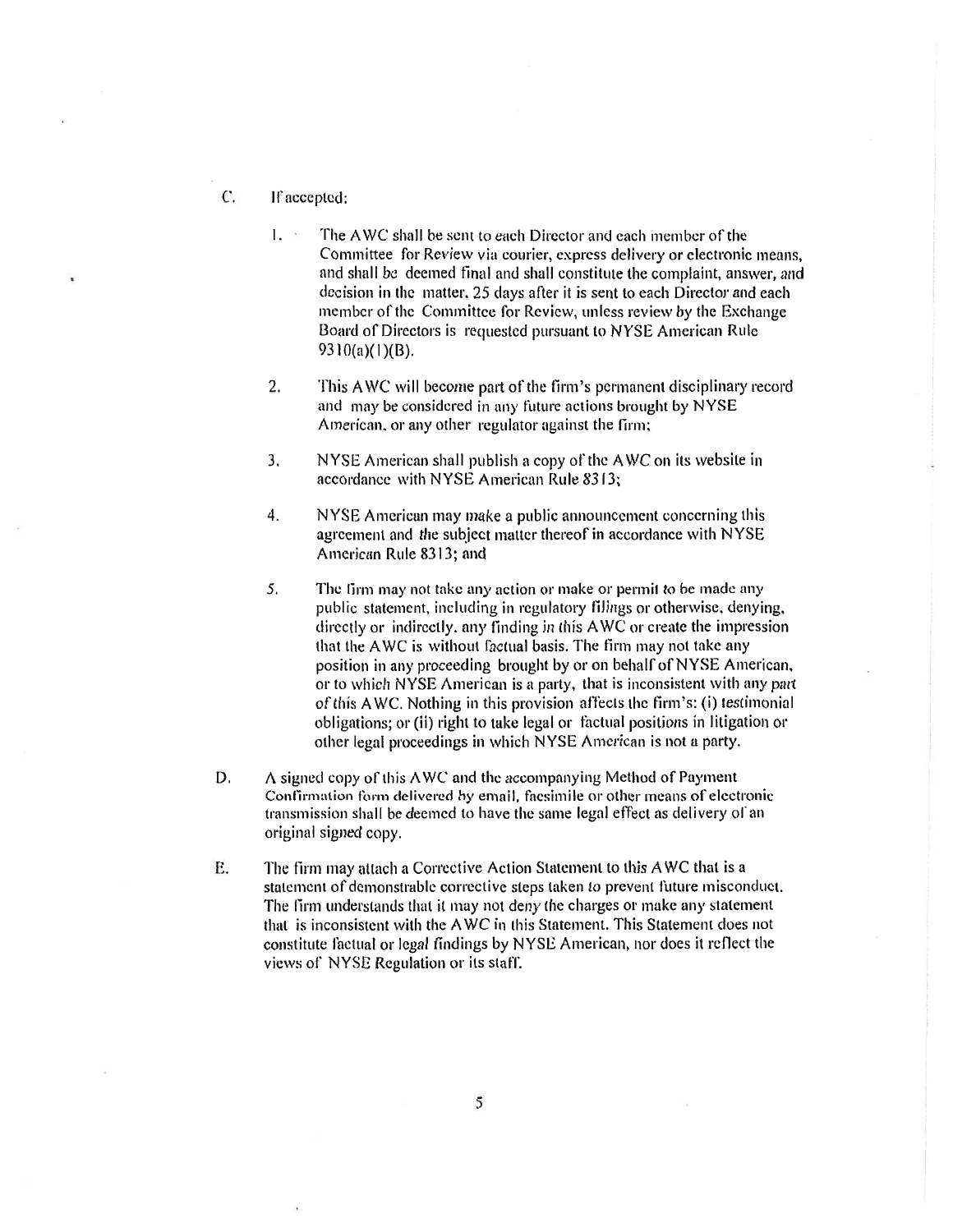C. If accepted:

   1. The AWC shall be sent to each Director and each member of the Committee for Review via courier, express delivery or electronic means, and shall be deemed final and shall constitute the complaint, answer, and decision in the matter, 25 days after it is sent to each Director and each member of the Committee for Review, unless review by the Exchange Board of Directors is requested pursuant to NYSE American Rule 9310(a)(1)(B).

   2. This AWC will become part of the firm's permanent disciplinary record and may be considered in any future actions brought by NYSE American, or any other regulator against the firm;

   3. NYSE American shall publish a copy of the AWC on its website in accordance with NYSE American Rule 8313;

   4. NYSE American may make a public announcement concerning this agreement and the subject matter thereof in accordance with NYSE American Rule 8313; and

   5. The firm may not take any action or make or permit to be made any public statement, including in regulatory filings or otherwise, denying, directly or indirectly, any finding in this AWC or create the impression that the AWC is without factual basis. The firm may not take any position in any proceeding brought by or on behalf of NYSE American, or to which NYSE American is a party, that is inconsistent with any part of this AWC. Nothing in this provision affects the firm's: (i) testimonial obligations; or (ii) right to take legal or factual positions in litigation or other legal proceedings in which NYSE American is not a party.

D. A signed copy of this AWC and the accompanying Method of Payment Confirmation form delivered by email, facsimile or other means of electronic transmission shall be deemed to have the same legal effect as delivery of an original signed copy.

E. The firm may attach a Corrective Action Statement to this AWC that is a statement of demonstrable corrective steps taken to prevent future misconduct. The firm understands that it may not deny the charges or make any statement that is inconsistent with the AWC in this Statement. This Statement does not constitute factual or legal findings by NYSE American, nor does it reflect the views of NYSE Regulation or its staff.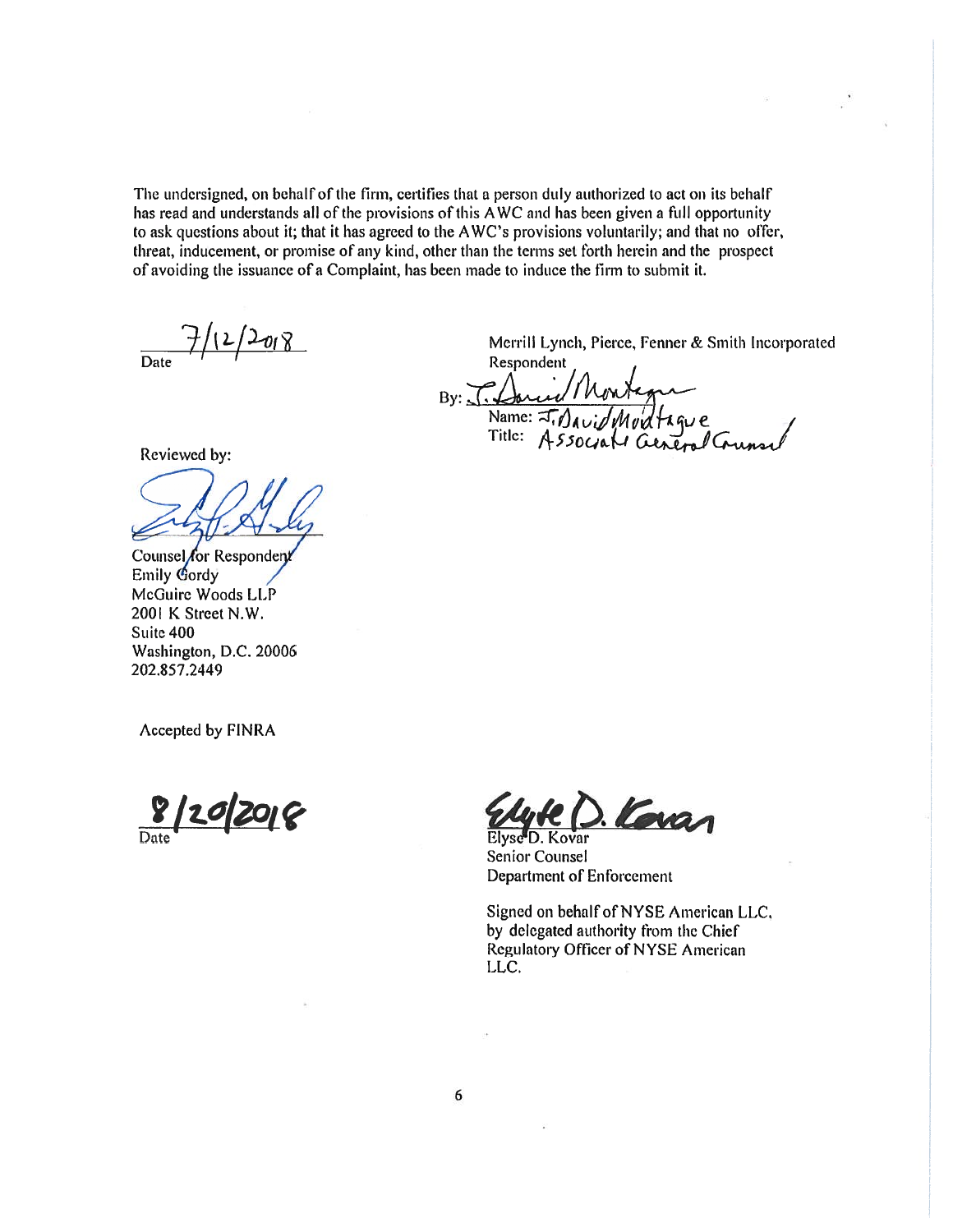The undersigned, on behalf of the firm, certifies that a person duly authorized to act on its behalf has read and understands all of the provisions of this AWC and has been given a full opportunity to ask questions about it; that it has agreed to the AWC's provisions voluntarily; and that no offer, threat, inducement, or promise of any kind, other than the terms set forth herein and the prospect of avoiding the issuance of a Complaint, has been made to induce the firm to submit it.

7/12/2018
Date

Merrill Lynch, Pierce, Fenner & Smith Incorporated
Respondent

By: J. David Montague
Name: J. David Montague
Title: Associate General Counsel

Reviewed by:

Counsel for Respondent
Emily Gordy
McGuire Woods LLP
2001 K Street N.W.
Suite 400
Washington, D.C. 20006
202.857.2449

Accepted by FINRA

8/20/2018
Date

Elyse D. Kovar
Senior Counsel
Department of Enforcement

Signed on behalf of NYSE American LLC, by delegated authority from the Chief Regulatory Officer of NYSE American LLC.